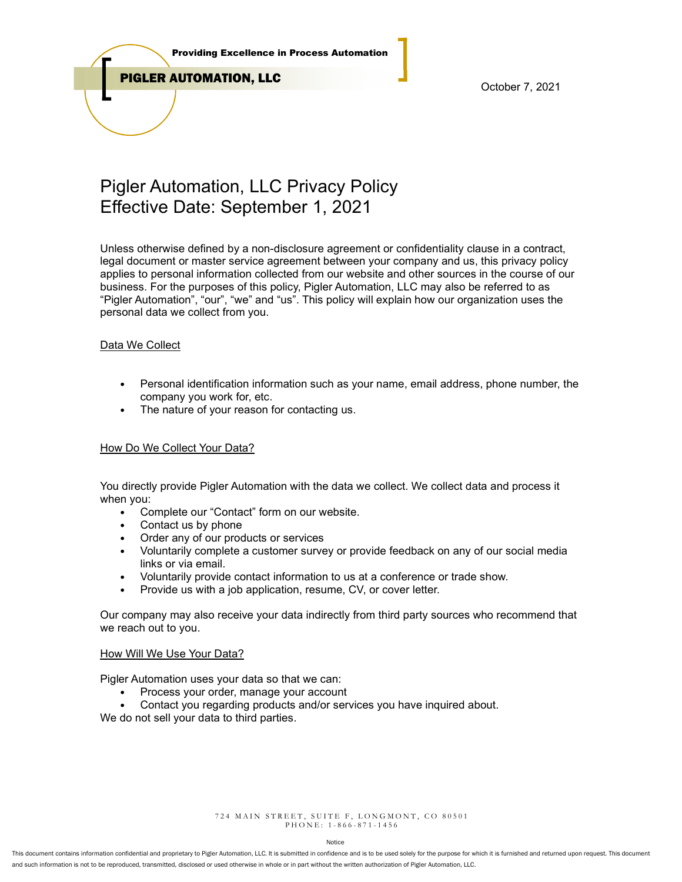Providing Excellence in Process Automation

PIGLER AUTOMATION, LLC

October 7, 2021

# Pigler Automation, LLC Privacy Policy
# Effective Date: September 1, 2021

Unless otherwise defined by a non-disclosure agreement or confidentiality clause in a contract, legal document or master service agreement between your company and us, this privacy policy applies to personal information collected from our website and other sources in the course of our business. For the purposes of this policy, Pigler Automation, LLC may also be referred to as "Pigler Automation", "our", "we" and "us". This policy will explain how our organization uses the personal data we collect from you.

## Data We Collect

- Personal identification information such as your name, email address, phone number, the company you work for, etc.
- The nature of your reason for contacting us.

## How Do We Collect Your Data?

You directly provide Pigler Automation with the data we collect. We collect data and process it when you:

- Complete our "Contact" form on our website.
- Contact us by phone
- Order any of our products or services
- Voluntarily complete a customer survey or provide feedback on any of our social media links or via email.
- Voluntarily provide contact information to us at a conference or trade show.
- Provide us with a job application, resume, CV, or cover letter.

Our company may also receive your data indirectly from third party sources who recommend that we reach out to you.

## How Will We Use Your Data?

Pigler Automation uses your data so that we can:

- Process your order, manage your account
- Contact you regarding products and/or services you have inquired about.

We do not sell your data to third parties.

724 MAIN STREET, SUITE F, LONGMONT, CO 80501
PHONE: 1-866-871-1456

Notice

This document contains information confidential and proprietary to Pigler Automation, LLC. It is submitted in confidence and is to be used solely for the purpose for which it is furnished and returned upon request. This document and such information is not to be reproduced, transmitted, disclosed or used otherwise in whole or in part without the written authorization of Pigler Automation, LLC.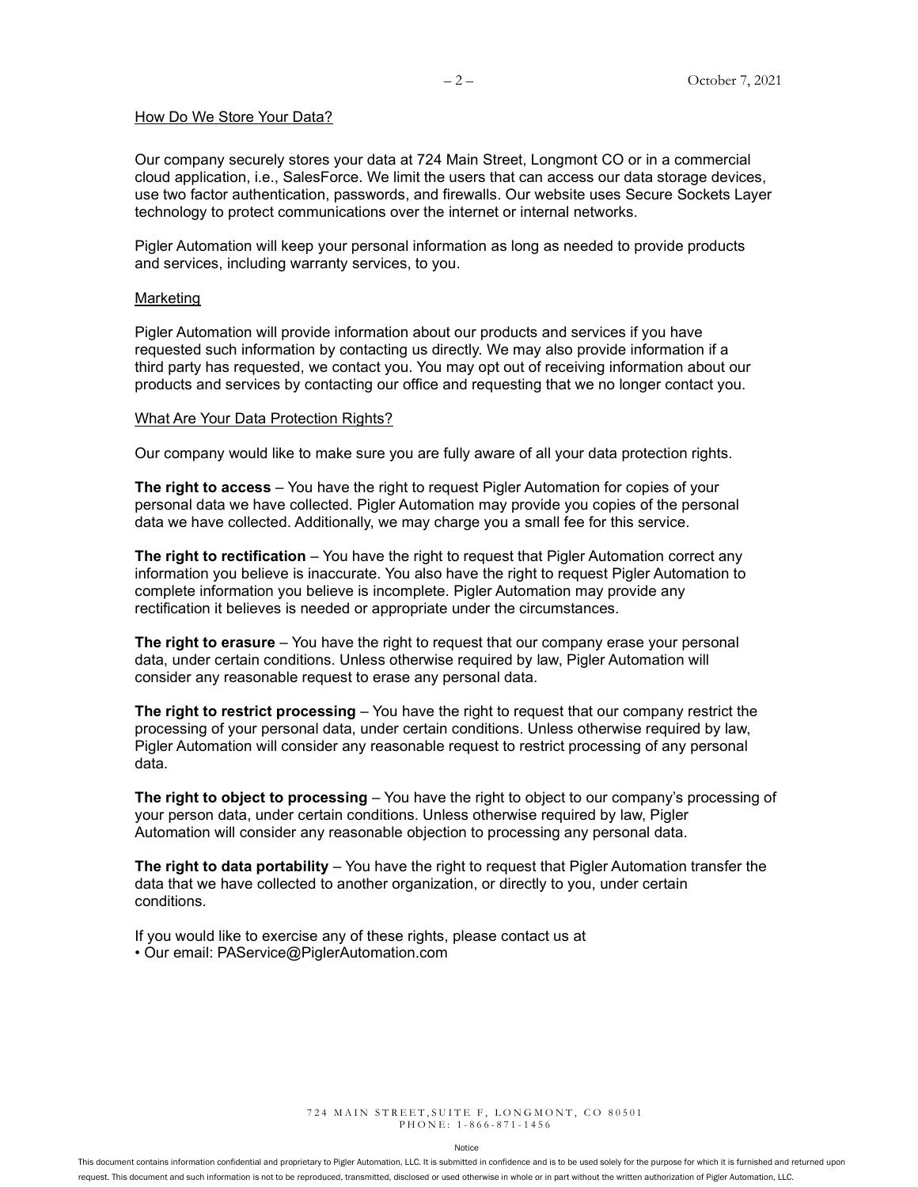How Do We Store Your Data?

Our company securely stores your data at 724 Main Street, Longmont CO or in a commercial cloud application, i.e., SalesForce. We limit the users that can access our data storage devices, use two factor authentication, passwords, and firewalls. Our website uses Secure Sockets Layer technology to protect communications over the internet or internal networks.

Pigler Automation will keep your personal information as long as needed to provide products and services, including warranty services, to you.

Marketing

Pigler Automation will provide information about our products and services if you have requested such information by contacting us directly. We may also provide information if a third party has requested, we contact you. You may opt out of receiving information about our products and services by contacting our office and requesting that we no longer contact you.

What Are Your Data Protection Rights?

Our company would like to make sure you are fully aware of all your data protection rights.

**The right to access** – You have the right to request Pigler Automation for copies of your personal data we have collected. Pigler Automation may provide you copies of the personal data we have collected. Additionally, we may charge you a small fee for this service.

**The right to rectification** – You have the right to request that Pigler Automation correct any information you believe is inaccurate. You also have the right to request Pigler Automation to complete information you believe is incomplete. Pigler Automation may provide any rectification it believes is needed or appropriate under the circumstances.

**The right to erasure** – You have the right to request that our company erase your personal data, under certain conditions. Unless otherwise required by law, Pigler Automation will consider any reasonable request to erase any personal data.

**The right to restrict processing** – You have the right to request that our company restrict the processing of your personal data, under certain conditions. Unless otherwise required by law, Pigler Automation will consider any reasonable request to restrict processing of any personal data.

**The right to object to processing** – You have the right to object to our company's processing of your person data, under certain conditions. Unless otherwise required by law, Pigler Automation will consider any reasonable objection to processing any personal data.

**The right to data portability** – You have the right to request that Pigler Automation transfer the data that we have collected to another organization, or directly to you, under certain conditions.

If you would like to exercise any of these rights, please contact us at
• Our email: PAService@PiglerAutomation.com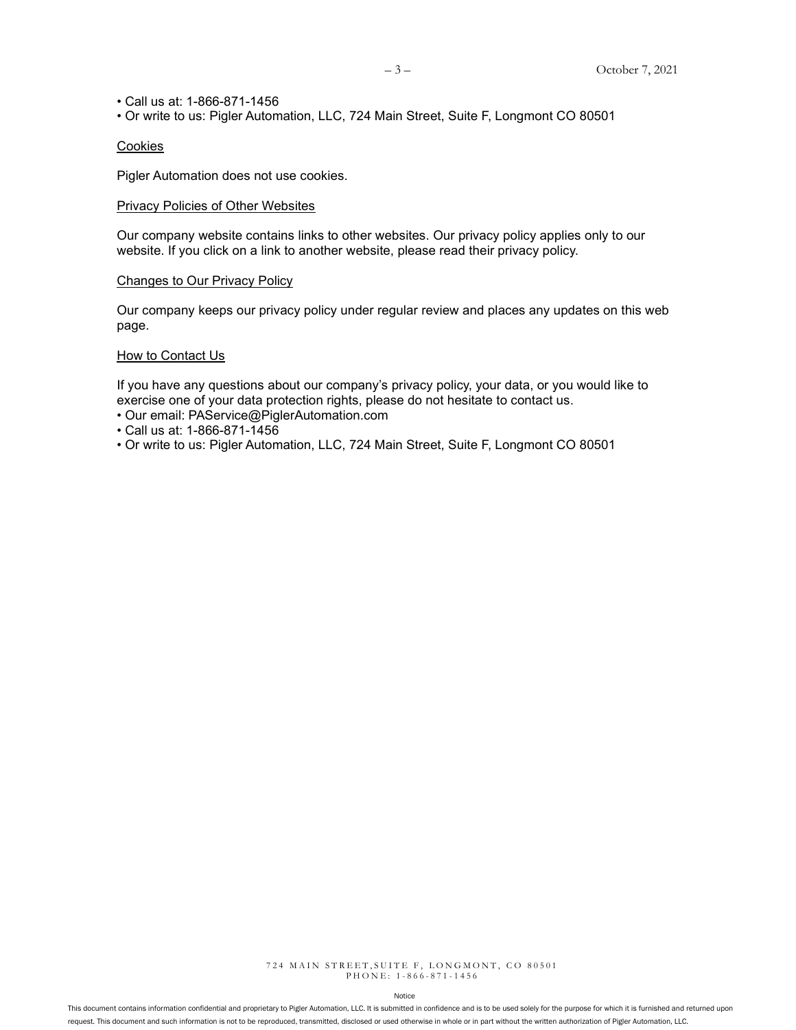• Call us at: 1-866-871-1456
• Or write to us: Pigler Automation, LLC, 724 Main Street, Suite F, Longmont CO 80501

## Cookies

Pigler Automation does not use cookies.

## Privacy Policies of Other Websites

Our company website contains links to other websites. Our privacy policy applies only to our website. If you click on a link to another website, please read their privacy policy.

## Changes to Our Privacy Policy

Our company keeps our privacy policy under regular review and places any updates on this web page.

## How to Contact Us

If you have any questions about our company's privacy policy, your data, or you would like to exercise one of your data protection rights, please do not hesitate to contact us.
• Our email: PAService@PiglerAutomation.com
• Call us at: 1-866-871-1456
• Or write to us: Pigler Automation, LLC, 724 Main Street, Suite F, Longmont CO 80501